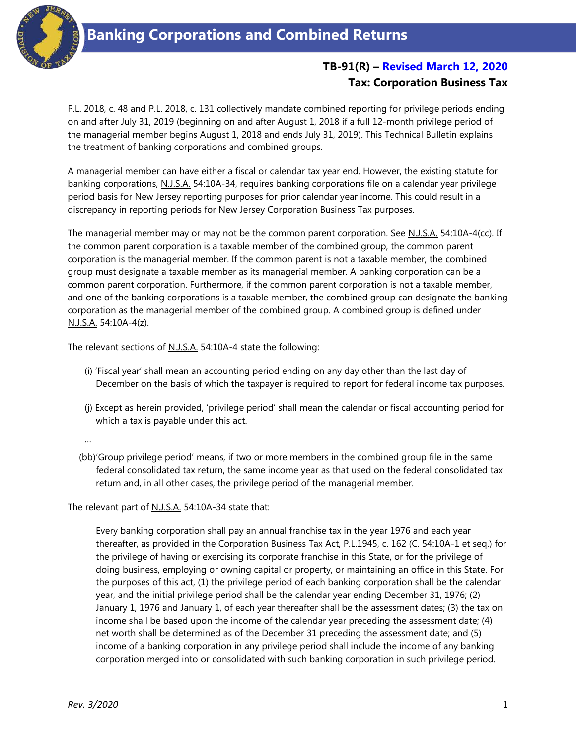# Banking Corporations and Combined Returns

## TB-91(R) – Revised March 12, 2020

### Tax: Corporation Business Tax

P.L. 2018, c. 48 and P.L. 2018, c. 131 collectively mandate combined reporting for privilege periods ending on and after July 31, 2019 (beginning on and after August 1, 2018 if a full 12-month privilege period of the managerial member begins August 1, 2018 and ends July 31, 2019). This Technical Bulletin explains the treatment of banking corporations and combined groups.

A managerial member can have either a fiscal or calendar tax year end. However, the existing statute for banking corporations, N.J.S.A. 54:10A-34, requires banking corporations file on a calendar year privilege period basis for New Jersey reporting purposes for prior calendar year income. This could result in a discrepancy in reporting periods for New Jersey Corporation Business Tax purposes.

The managerial member may or may not be the common parent corporation. See N.J.S.A. 54:10A-4(cc). If the common parent corporation is a taxable member of the combined group, the common parent corporation is the managerial member. If the common parent is not a taxable member, the combined group must designate a taxable member as its managerial member. A banking corporation can be a common parent corporation. Furthermore, if the common parent corporation is not a taxable member, and one of the banking corporations is a taxable member, the combined group can designate the banking corporation as the managerial member of the combined group. A combined group is defined under N.J.S.A. 54:10A-4(z).

The relevant sections of N.J.S.A. 54:10A-4 state the following:

> (i) 'Fiscal year' shall mean an accounting period ending on any day other than the last day of December on the basis of which the taxpayer is required to report for federal income tax purposes.
>
> (j) Except as herein provided, 'privilege period' shall mean the calendar or fiscal accounting period for which a tax is payable under this act.
>
> …
>
> (bb)'Group privilege period' means, if two or more members in the combined group file in the same federal consolidated tax return, the same income year as that used on the federal consolidated tax return and, in all other cases, the privilege period of the managerial member.

The relevant part of N.J.S.A. 54:10A-34 state that:

> Every banking corporation shall pay an annual franchise tax in the year 1976 and each year thereafter, as provided in the Corporation Business Tax Act, P.L.1945, c. 162 (C. 54:10A-1 et seq.) for the privilege of having or exercising its corporate franchise in this State, or for the privilege of doing business, employing or owning capital or property, or maintaining an office in this State. For the purposes of this act, (1) the privilege period of each banking corporation shall be the calendar year, and the initial privilege period shall be the calendar year ending December 31, 1976; (2) January 1, 1976 and January 1, of each year thereafter shall be the assessment dates; (3) the tax on income shall be based upon the income of the calendar year preceding the assessment date; (4) net worth shall be determined as of the December 31 preceding the assessment date; and (5) income of a banking corporation in any privilege period shall include the income of any banking corporation merged into or consolidated with such banking corporation in such privilege period.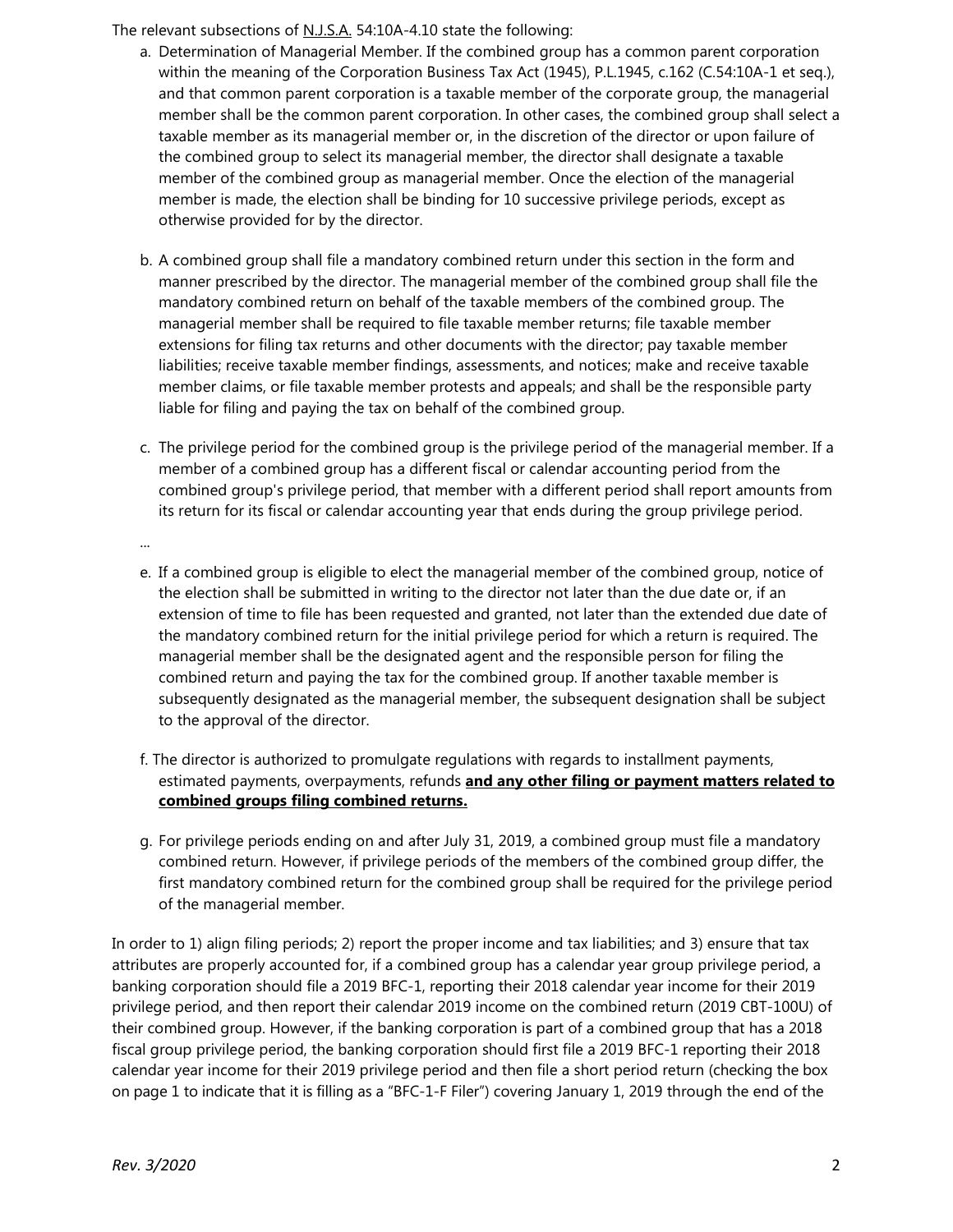The relevant subsections of N.J.S.A. 54:10A-4.10 state the following:

a. Determination of Managerial Member. If the combined group has a common parent corporation within the meaning of the Corporation Business Tax Act (1945), P.L.1945, c.162 (C.54:10A-1 et seq.), and that common parent corporation is a taxable member of the corporate group, the managerial member shall be the common parent corporation. In other cases, the combined group shall select a taxable member as its managerial member or, in the discretion of the director or upon failure of the combined group to select its managerial member, the director shall designate a taxable member of the combined group as managerial member. Once the election of the managerial member is made, the election shall be binding for 10 successive privilege periods, except as otherwise provided for by the director.

b. A combined group shall file a mandatory combined return under this section in the form and manner prescribed by the director. The managerial member of the combined group shall file the mandatory combined return on behalf of the taxable members of the combined group. The managerial member shall be required to file taxable member returns; file taxable member extensions for filing tax returns and other documents with the director; pay taxable member liabilities; receive taxable member findings, assessments, and notices; make and receive taxable member claims, or file taxable member protests and appeals; and shall be the responsible party liable for filing and paying the tax on behalf of the combined group.

c. The privilege period for the combined group is the privilege period of the managerial member. If a member of a combined group has a different fiscal or calendar accounting period from the combined group's privilege period, that member with a different period shall report amounts from its return for its fiscal or calendar accounting year that ends during the group privilege period.

...

e. If a combined group is eligible to elect the managerial member of the combined group, notice of the election shall be submitted in writing to the director not later than the due date or, if an extension of time to file has been requested and granted, not later than the extended due date of the mandatory combined return for the initial privilege period for which a return is required. The managerial member shall be the designated agent and the responsible person for filing the combined return and paying the tax for the combined group. If another taxable member is subsequently designated as the managerial member, the subsequent designation shall be subject to the approval of the director.

f. The director is authorized to promulgate regulations with regards to installment payments, estimated payments, overpayments, refunds **and any other filing or payment matters related to combined groups filing combined returns.**

g. For privilege periods ending on and after July 31, 2019, a combined group must file a mandatory combined return. However, if privilege periods of the members of the combined group differ, the first mandatory combined return for the combined group shall be required for the privilege period of the managerial member.

In order to 1) align filing periods; 2) report the proper income and tax liabilities; and 3) ensure that tax attributes are properly accounted for, if a combined group has a calendar year group privilege period, a banking corporation should file a 2019 BFC-1, reporting their 2018 calendar year income for their 2019 privilege period, and then report their calendar 2019 income on the combined return (2019 CBT-100U) of their combined group. However, if the banking corporation is part of a combined group that has a 2018 fiscal group privilege period, the banking corporation should first file a 2019 BFC-1 reporting their 2018 calendar year income for their 2019 privilege period and then file a short period return (checking the box on page 1 to indicate that it is filling as a "BFC-1-F Filer") covering January 1, 2019 through the end of the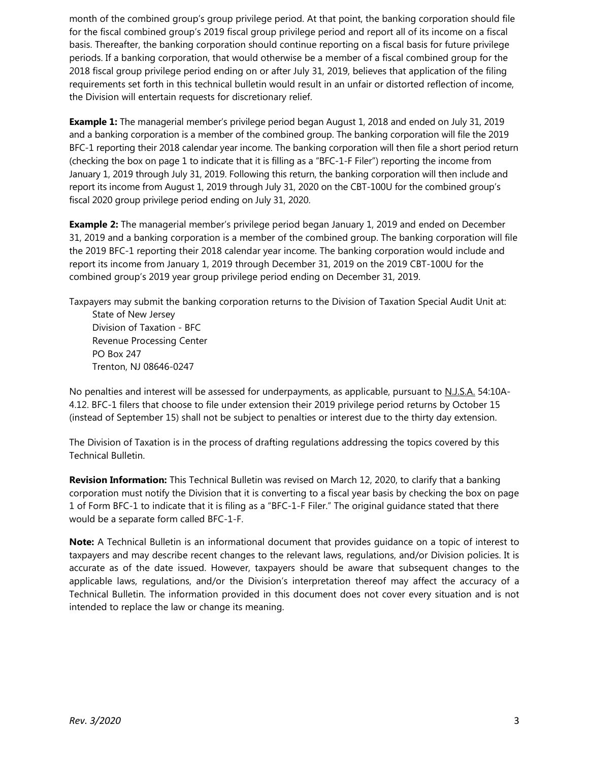month of the combined group's group privilege period. At that point, the banking corporation should file for the fiscal combined group's 2019 fiscal group privilege period and report all of its income on a fiscal basis. Thereafter, the banking corporation should continue reporting on a fiscal basis for future privilege periods. If a banking corporation, that would otherwise be a member of a fiscal combined group for the 2018 fiscal group privilege period ending on or after July 31, 2019, believes that application of the filing requirements set forth in this technical bulletin would result in an unfair or distorted reflection of income, the Division will entertain requests for discretionary relief.

**Example 1:** The managerial member's privilege period began August 1, 2018 and ended on July 31, 2019 and a banking corporation is a member of the combined group. The banking corporation will file the 2019 BFC-1 reporting their 2018 calendar year income. The banking corporation will then file a short period return (checking the box on page 1 to indicate that it is filling as a "BFC-1-F Filer") reporting the income from January 1, 2019 through July 31, 2019. Following this return, the banking corporation will then include and report its income from August 1, 2019 through July 31, 2020 on the CBT-100U for the combined group's fiscal 2020 group privilege period ending on July 31, 2020.

**Example 2:** The managerial member's privilege period began January 1, 2019 and ended on December 31, 2019 and a banking corporation is a member of the combined group. The banking corporation will file the 2019 BFC-1 reporting their 2018 calendar year income. The banking corporation would include and report its income from January 1, 2019 through December 31, 2019 on the 2019 CBT-100U for the combined group's 2019 year group privilege period ending on December 31, 2019.

Taxpayers may submit the banking corporation returns to the Division of Taxation Special Audit Unit at:

State of New Jersey
Division of Taxation - BFC
Revenue Processing Center
PO Box 247
Trenton, NJ 08646-0247

No penalties and interest will be assessed for underpayments, as applicable, pursuant to N.J.S.A. 54:10A-4.12. BFC-1 filers that choose to file under extension their 2019 privilege period returns by October 15 (instead of September 15) shall not be subject to penalties or interest due to the thirty day extension.

The Division of Taxation is in the process of drafting regulations addressing the topics covered by this Technical Bulletin.

**Revision Information:** This Technical Bulletin was revised on March 12, 2020, to clarify that a banking corporation must notify the Division that it is converting to a fiscal year basis by checking the box on page 1 of Form BFC-1 to indicate that it is filing as a "BFC-1-F Filer." The original guidance stated that there would be a separate form called BFC-1-F.

**Note:** A Technical Bulletin is an informational document that provides guidance on a topic of interest to taxpayers and may describe recent changes to the relevant laws, regulations, and/or Division policies. It is accurate as of the date issued. However, taxpayers should be aware that subsequent changes to the applicable laws, regulations, and/or the Division's interpretation thereof may affect the accuracy of a Technical Bulletin. The information provided in this document does not cover every situation and is not intended to replace the law or change its meaning.